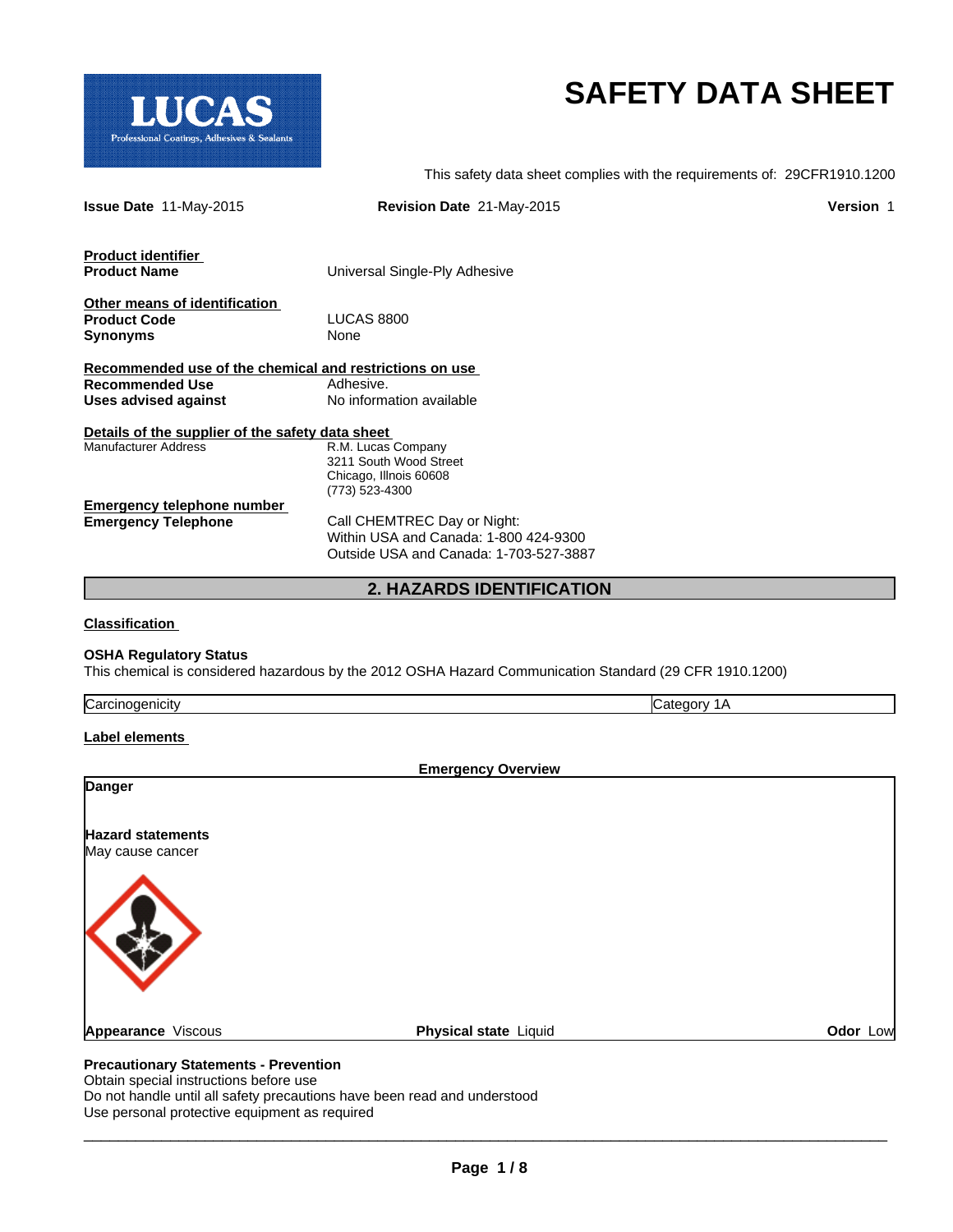LUCAS
Professional Coatings, Adhesives & Sealants

# SAFETY DATA SHEET

This safety data sheet complies with the requirements of: 29CFR1910.1200

**Issue Date** 11-May-2015 **Revision Date** 21-May-2015 **Version** 1

**Product identifier**

| | |
|---|---|
| **Product Name** | Universal Single-Ply Adhesive |

**Other means of identification**

| | |
|---|---|
| **Product Code** | LUCAS 8800 |
| **Synonyms** | None |

**Recommended use of the chemical and restrictions on use**

| | |
|---|---|
| **Recommended Use** | Adhesive. |
| **Uses advised against** | No information available |

**Details of the supplier of the safety data sheet**

| | |
|---|---|
| Manufacturer Address | R.M. Lucas Company<br>3211 South Wood Street<br>Chicago, Illnois 60608<br>(773) 523-4300 |

**Emergency telephone number**

| | |
|---|---|
| **Emergency Telephone** | Call CHEMTREC Day or Night:<br>Within USA and Canada: 1-800 424-9300<br>Outside USA and Canada: 1-703-527-3887 |

## 2. HAZARDS IDENTIFICATION

**Classification**

**OSHA Regulatory Status**

This chemical is considered hazardous by the 2012 OSHA Hazard Communication Standard (29 CFR 1910.1200)

| | |
|---|---|
| Carcinogenicity | Category 1A |

**Label elements**

**Emergency Overview**

**Danger**

**Hazard statements**

May cause cancer

**Appearance** Viscous **Physical state** Liquid **Odor** Low

**Precautionary Statements - Prevention**

Obtain special instructions before use

Do not handle until all safety precautions have been read and understood

Use personal protective equipment as required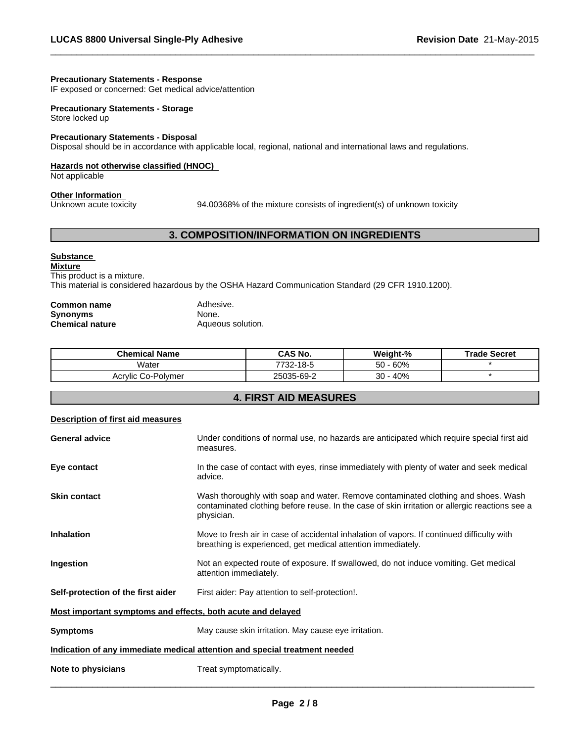**Precautionary Statements - Response**
IF exposed or concerned: Get medical advice/attention

**Precautionary Statements - Storage**
Store locked up

**Precautionary Statements - Disposal**
Disposal should be in accordance with applicable local, regional, national and international laws and regulations.

**Hazards not otherwise classified (HNOC)**
Not applicable

**Other Information**
Unknown acute toxicity 94.00368% of the mixture consists of ingredient(s) of unknown toxicity

## 3. COMPOSITION/INFORMATION ON INGREDIENTS

**Substance**
**Mixture**
This product is a mixture.
This material is considered hazardous by the OSHA Hazard Communication Standard (29 CFR 1910.1200).

**Common name** Adhesive.
**Synonyms** None.
**Chemical nature** Aqueous solution.

| Chemical Name | CAS No. | Weight-% | Trade Secret |
|---|---|---|---|
| Water | 7732-18-5 | 50 - 60% | * |
| Acrylic Co-Polymer | 25035-69-2 | 30 - 40% | * |

## 4. FIRST AID MEASURES

**Description of first aid measures**

**General advice** Under conditions of normal use, no hazards are anticipated which require special first aid measures.

**Eye contact** In the case of contact with eyes, rinse immediately with plenty of water and seek medical advice.

**Skin contact** Wash thoroughly with soap and water. Remove contaminated clothing and shoes. Wash contaminated clothing before reuse. In the case of skin irritation or allergic reactions see a physician.

**Inhalation** Move to fresh air in case of accidental inhalation of vapors. If continued difficulty with breathing is experienced, get medical attention immediately.

**Ingestion** Not an expected route of exposure. If swallowed, do not induce vomiting. Get medical attention immediately.

**Self-protection of the first aider** First aider: Pay attention to self-protection!.

**Most important symptoms and effects, both acute and delayed**

**Symptoms** May cause skin irritation. May cause eye irritation.

**Indication of any immediate medical attention and special treatment needed**

**Note to physicians** Treat symptomatically.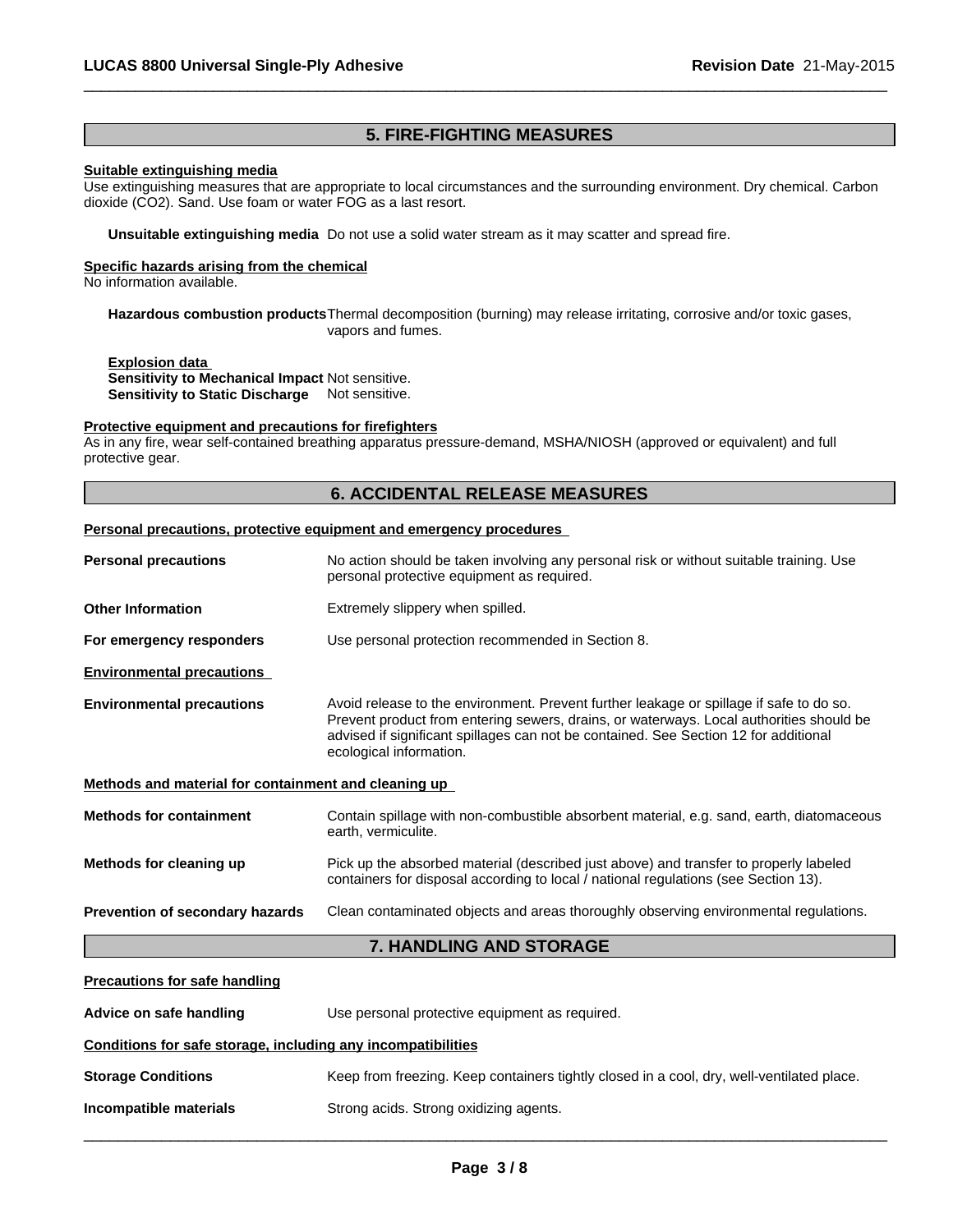## 5. FIRE-FIGHTING MEASURES

**Suitable extinguishing media**

Use extinguishing measures that are appropriate to local circumstances and the surrounding environment. Dry chemical. Carbon dioxide ($CO_2$). Sand. Use foam or water FOG as a last resort.

**Unsuitable extinguishing media** Do not use a solid water stream as it may scatter and spread fire.

**Specific hazards arising from the chemical**

No information available.

**Hazardous combustion products** Thermal decomposition (burning) may release irritating, corrosive and/or toxic gases, vapors and fumes.

**Explosion data**

**Sensitivity to Mechanical Impact** Not sensitive.

**Sensitivity to Static Discharge** Not sensitive.

**Protective equipment and precautions for firefighters**

As in any fire, wear self-contained breathing apparatus pressure-demand, MSHA/NIOSH (approved or equivalent) and full protective gear.

## 6. ACCIDENTAL RELEASE MEASURES

**Personal precautions, protective equipment and emergency procedures**

**Personal precautions** No action should be taken involving any personal risk or without suitable training. Use personal protective equipment as required.

**Other Information** Extremely slippery when spilled.

**For emergency responders** Use personal protection recommended in Section 8.

**Environmental precautions**

**Environmental precautions** Avoid release to the environment. Prevent further leakage or spillage if safe to do so. Prevent product from entering sewers, drains, or waterways. Local authorities should be advised if significant spillages can not be contained. See Section 12 for additional ecological information.

**Methods and material for containment and cleaning up**

**Methods for containment** Contain spillage with non-combustible absorbent material, e.g. sand, earth, diatomaceous earth, vermiculite.

**Methods for cleaning up** Pick up the absorbed material (described just above) and transfer to properly labeled containers for disposal according to local / national regulations (see Section 13).

**Prevention of secondary hazards** Clean contaminated objects and areas thoroughly observing environmental regulations.

## 7. HANDLING AND STORAGE

**Precautions for safe handling**

**Advice on safe handling** Use personal protective equipment as required.

**Conditions for safe storage, including any incompatibilities**

**Storage Conditions** Keep from freezing. Keep containers tightly closed in a cool, dry, well-ventilated place.

**Incompatible materials** Strong acids. Strong oxidizing agents.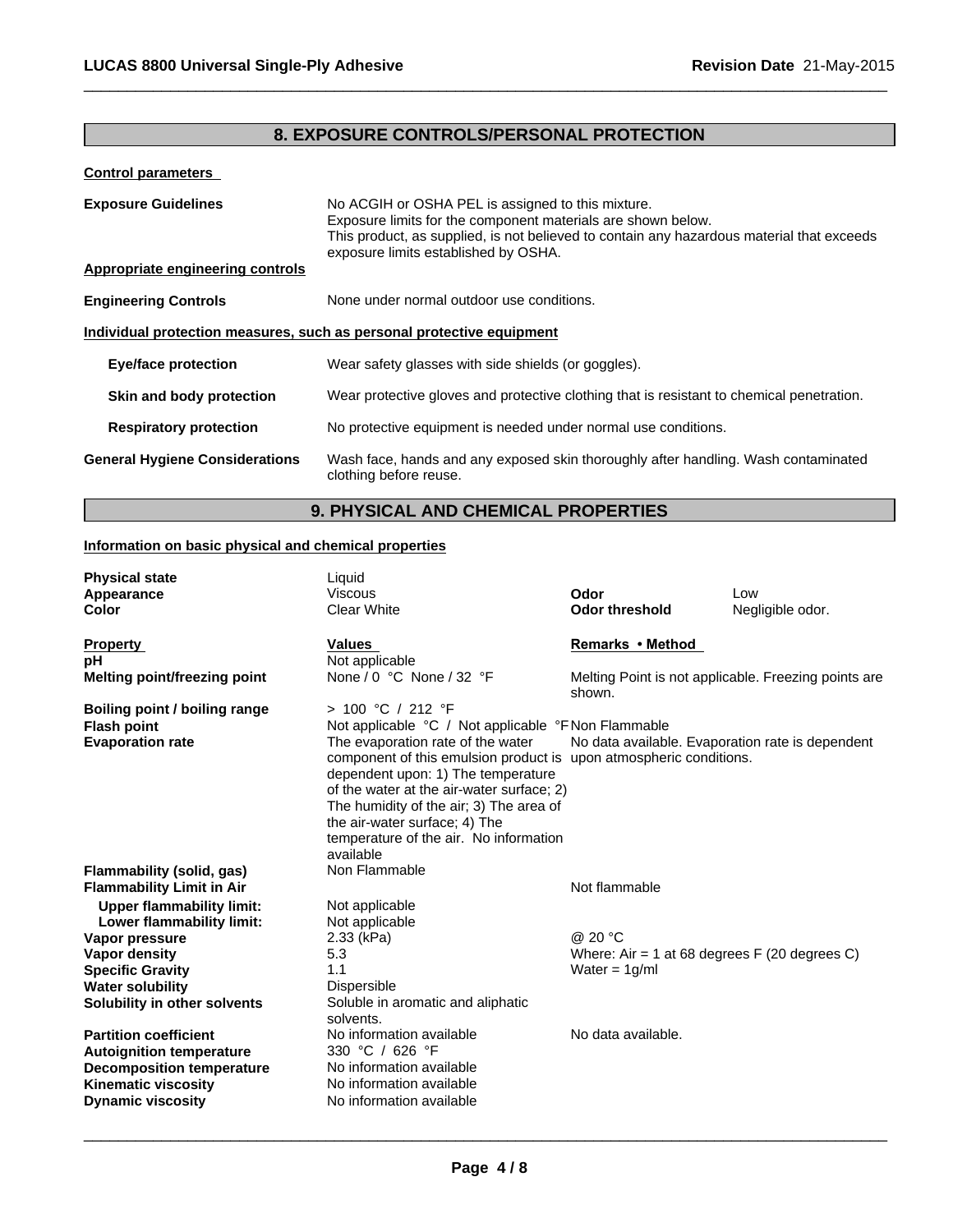## 8. EXPOSURE CONTROLS/PERSONAL PROTECTION

**Control parameters**

**Exposure Guidelines**
No ACGIH or OSHA PEL is assigned to this mixture.
Exposure limits for the component materials are shown below.
This product, as supplied, is not believed to contain any hazardous material that exceeds exposure limits established by OSHA.

**Appropriate engineering controls**

**Engineering Controls**
None under normal outdoor use conditions.

**Individual protection measures, such as personal protective equipment**

**Eye/face protection**
Wear safety glasses with side shields (or goggles).

**Skin and body protection**
Wear protective gloves and protective clothing that is resistant to chemical penetration.

**Respiratory protection**
No protective equipment is needed under normal use conditions.

**General Hygiene Considerations**
Wash face, hands and any exposed skin thoroughly after handling. Wash contaminated clothing before reuse.

## 9. PHYSICAL AND CHEMICAL PROPERTIES

**Information on basic physical and chemical properties**

| | | | |
|---|---|---|---|
| **Physical state** | Liquid | | |
| **Appearance** | Viscous | **Odor** | Low |
| **Color** | Clear White | **Odor threshold** | Negligible odor. |

| **Property** | **Values** | **Remarks • Method** |
|---|---|---|
| **pH** | Not applicable | |
| **Melting point/freezing point** | None / 0 °C None / 32 °F | Melting Point is not applicable. Freezing points are shown. |
| **Boiling point / boiling range** | > 100 °C / 212 °F | |
| **Flash point** | Not applicable °C / Not applicable °F | Non Flammable |
| **Evaporation rate** | The evaporation rate of the water component of this emulsion product is dependent upon: 1) The temperature of the water at the air-water surface; 2) The humidity of the air; 3) The area of the air-water surface; 4) The temperature of the air. No information available | No data available. Evaporation rate is dependent upon atmospheric conditions. |
| **Flammability (solid, gas)** | Non Flammable | |
| **Flammability Limit in Air** | | Not flammable |
| **Upper flammability limit:** | Not applicable | |
| **Lower flammability limit:** | Not applicable | |
| **Vapor pressure** | 2.33 (kPa) | @ 20 °C |
| **Vapor density** | 5.3 | Where: Air = 1 at 68 degrees F (20 degrees C) |
| **Specific Gravity** | 1.1 | Water = 1g/ml |
| **Water solubility** | Dispersible | |
| **Solubility in other solvents** | Soluble in aromatic and aliphatic solvents. | |
| **Partition coefficient** | No information available | No data available. |
| **Autoignition temperature** | 330 °C / 626 °F | |
| **Decomposition temperature** | No information available | |
| **Kinematic viscosity** | No information available | |
| **Dynamic viscosity** | No information available | |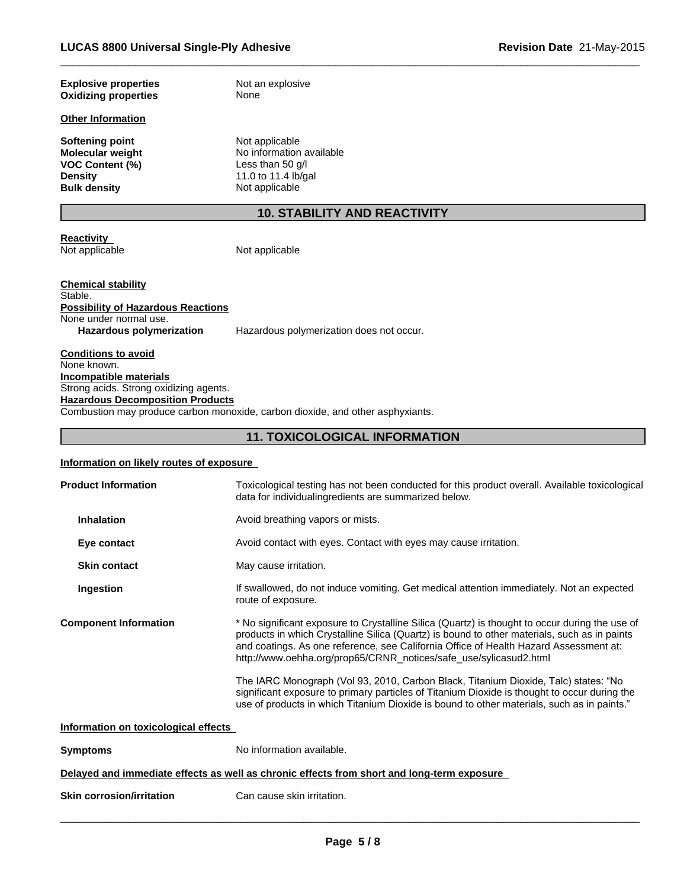| | |
|---|---|
| **Explosive properties** | Not an explosive |
| **Oxidizing properties** | None |

**Other Information**

| | |
|---|---|
| **Softening point** | Not applicable |
| **Molecular weight** | No information available |
| **VOC Content (%)** | Less than 50 g/l |
| **Density** | 11.0 to 11.4 lb/gal |
| **Bulk density** | Not applicable |

## 10. STABILITY AND REACTIVITY

**Reactivity**

Not applicable — Not applicable

**Chemical stability**

Stable.

**Possibility of Hazardous Reactions**

None under normal use.

**Hazardous polymerization** — Hazardous polymerization does not occur.

**Conditions to avoid**

None known.

**Incompatible materials**

Strong acids. Strong oxidizing agents.

**Hazardous Decomposition Products**

Combustion may produce carbon monoxide, carbon dioxide, and other asphyxiants.

## 11. TOXICOLOGICAL INFORMATION

**Information on likely routes of exposure**

**Product Information** — Toxicological testing has not been conducted for this product overall. Available toxicological data for individualingredients are summarized below.

**Inhalation** — Avoid breathing vapors or mists.

**Eye contact** — Avoid contact with eyes. Contact with eyes may cause irritation.

**Skin contact** — May cause irritation.

**Ingestion** — If swallowed, do not induce vomiting. Get medical attention immediately. Not an expected route of exposure.

**Component Information** — * No significant exposure to Crystalline Silica (Quartz) is thought to occur during the use of products in which Crystalline Silica (Quartz) is bound to other materials, such as in paints and coatings. As one reference, see California Office of Health Hazard Assessment at: http://www.oehha.org/prop65/CRNR_notices/safe_use/sylicasud2.html

The IARC Monograph (Vol 93, 2010, Carbon Black, Titanium Dioxide, Talc) states: "No significant exposure to primary particles of Titanium Dioxide is thought to occur during the use of products in which Titanium Dioxide is bound to other materials, such as in paints."

**Information on toxicological effects**

**Symptoms** — No information available.

**Delayed and immediate effects as well as chronic effects from short and long-term exposure**

**Skin corrosion/irritation** — Can cause skin irritation.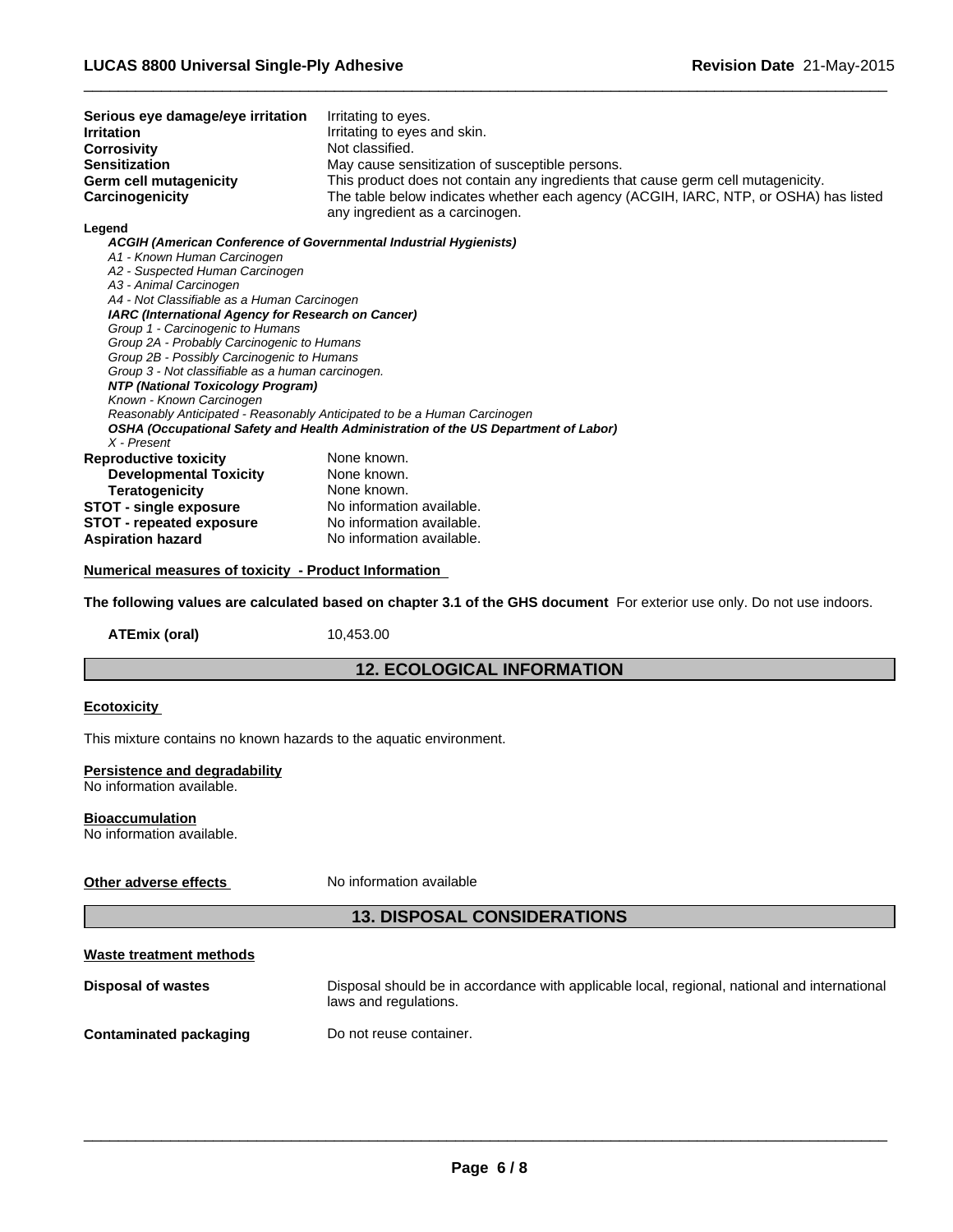| | |
|---|---|
| **Serious eye damage/eye irritation** | Irritating to eyes. |
| **Irritation** | Irritating to eyes and skin. |
| **Corrosivity** | Not classified. |
| **Sensitization** | May cause sensitization of susceptible persons. |
| **Germ cell mutagenicity** | This product does not contain any ingredients that cause germ cell mutagenicity. |
| **Carcinogenicity** | The table below indicates whether each agency (ACGIH, IARC, NTP, or OSHA) has listed any ingredient as a carcinogen. |

**Legend**

***ACGIH (American Conference of Governmental Industrial Hygienists)***
*A1 - Known Human Carcinogen*
*A2 - Suspected Human Carcinogen*
*A3 - Animal Carcinogen*
*A4 - Not Classifiable as a Human Carcinogen*
***IARC (International Agency for Research on Cancer)***
*Group 1 - Carcinogenic to Humans*
*Group 2A - Probably Carcinogenic to Humans*
*Group 2B - Possibly Carcinogenic to Humans*
*Group 3 - Not classifiable as a human carcinogen.*
***NTP (National Toxicology Program)***
*Known - Known Carcinogen*
*Reasonably Anticipated - Reasonably Anticipated to be a Human Carcinogen*
***OSHA (Occupational Safety and Health Administration of the US Department of Labor)***
*X - Present*

| | |
|---|---|
| **Reproductive toxicity** | None known. |
| **Developmental Toxicity** | None known. |
| **Teratogenicity** | None known. |
| **STOT - single exposure** | No information available. |
| **STOT - repeated exposure** | No information available. |
| **Aspiration hazard** | No information available. |

**Numerical measures of toxicity - Product Information**

**The following values are calculated based on chapter 3.1 of the GHS document** For exterior use only. Do not use indoors.

**ATEmix (oral)** 10,453.00

## 12. ECOLOGICAL INFORMATION

**Ecotoxicity**

This mixture contains no known hazards to the aquatic environment.

**Persistence and degradability**
No information available.

**Bioaccumulation**
No information available.

**Other adverse effects** No information available

## 13. DISPOSAL CONSIDERATIONS

**Waste treatment methods**

| | |
|---|---|
| **Disposal of wastes** | Disposal should be in accordance with applicable local, regional, national and international laws and regulations. |
| **Contaminated packaging** | Do not reuse container. |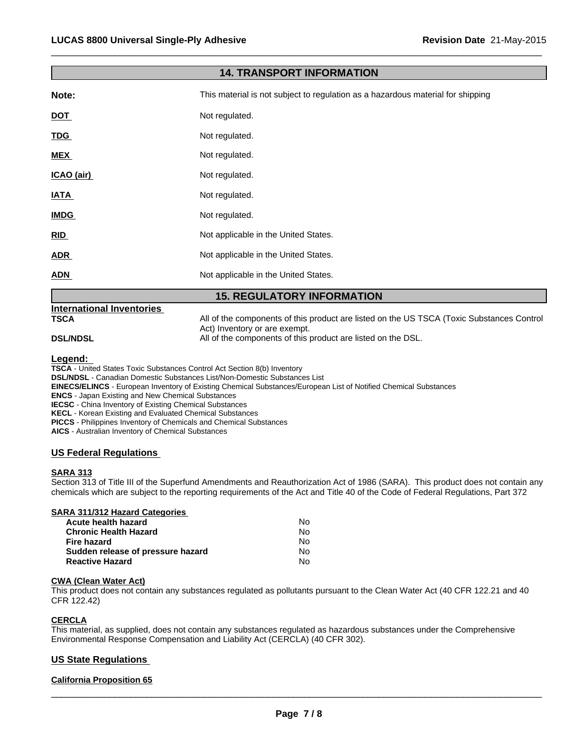## 14. TRANSPORT INFORMATION

| | |
|---|---|
| **Note:** | This material is not subject to regulation as a hazardous material for shipping |
| **DOT** | Not regulated. |
| **TDG** | Not regulated. |
| **MEX** | Not regulated. |
| **ICAO (air)** | Not regulated. |
| **IATA** | Not regulated. |
| **IMDG** | Not regulated. |
| **RID** | Not applicable in the United States. |
| **ADR** | Not applicable in the United States. |
| **ADN** | Not applicable in the United States. |

## 15. REGULATORY INFORMATION

**International Inventories**

| | |
|---|---|
| **TSCA** | All of the components of this product are listed on the US TSCA (Toxic Substances Control Act) Inventory or are exempt. |
| **DSL/NDSL** | All of the components of this product are listed on the DSL. |

**Legend:**

**TSCA** - United States Toxic Substances Control Act Section 8(b) Inventory
**DSL/NDSL** - Canadian Domestic Substances List/Non-Domestic Substances List
**EINECS/ELINCS** - European Inventory of Existing Chemical Substances/European List of Notified Chemical Substances
**ENCS** - Japan Existing and New Chemical Substances
**IECSC** - China Inventory of Existing Chemical Substances
**KECL** - Korean Existing and Evaluated Chemical Substances
**PICCS** - Philippines Inventory of Chemicals and Chemical Substances
**AICS** - Australian Inventory of Chemical Substances

### US Federal Regulations

**SARA 313**

Section 313 of Title III of the Superfund Amendments and Reauthorization Act of 1986 (SARA). This product does not contain any chemicals which are subject to the reporting requirements of the Act and Title 40 of the Code of Federal Regulations, Part 372

**SARA 311/312 Hazard Categories**

| | |
|---|---|
| **Acute health hazard** | No |
| **Chronic Health Hazard** | No |
| **Fire hazard** | No |
| **Sudden release of pressure hazard** | No |
| **Reactive Hazard** | No |

**CWA (Clean Water Act)**

This product does not contain any substances regulated as pollutants pursuant to the Clean Water Act (40 CFR 122.21 and 40 CFR 122.42)

**CERCLA**

This material, as supplied, does not contain any substances regulated as hazardous substances under the Comprehensive Environmental Response Compensation and Liability Act (CERCLA) (40 CFR 302).

### US State Regulations

**California Proposition 65**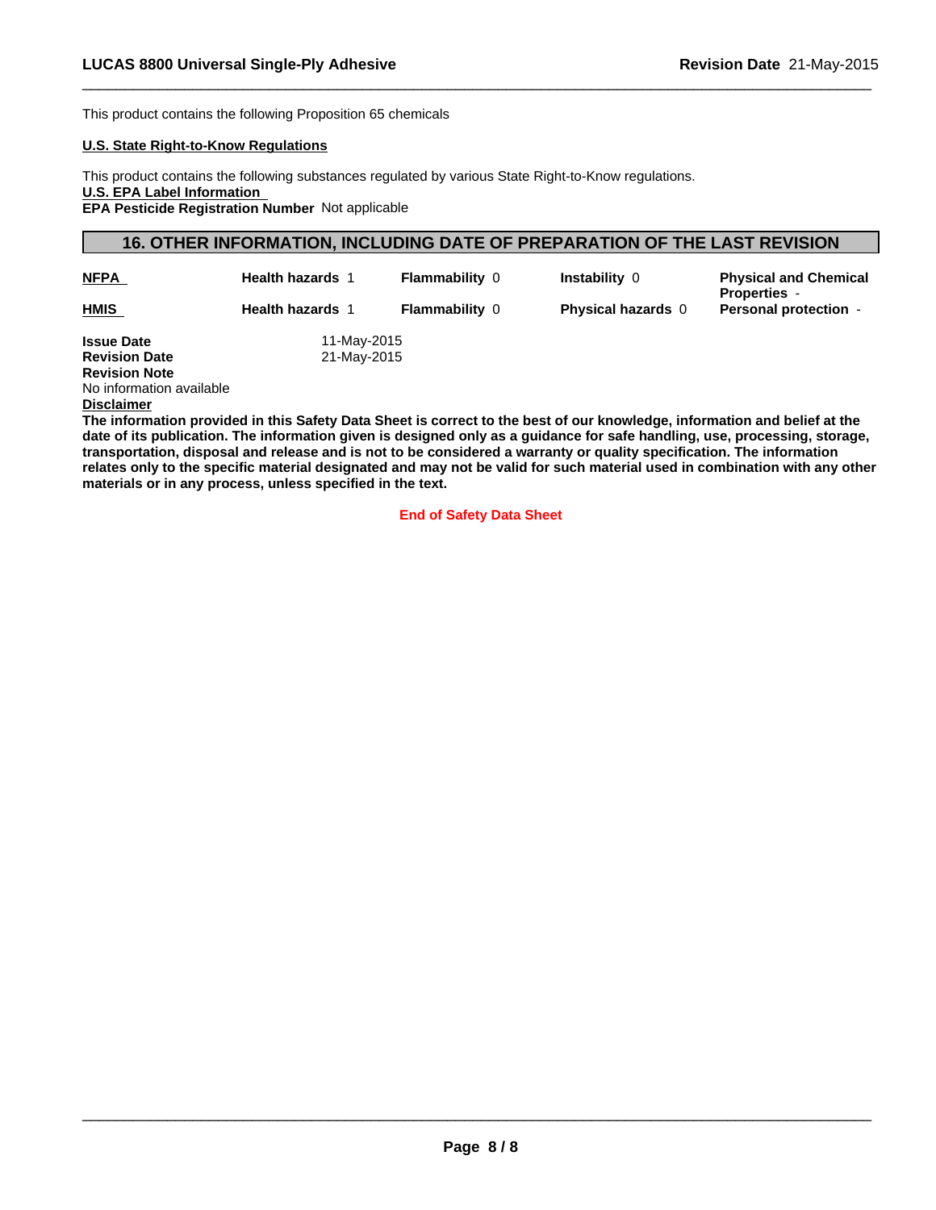This product contains the following Proposition 65 chemicals

**U.S. State Right-to-Know Regulations**

This product contains the following substances regulated by various State Right-to-Know regulations.

**U.S. EPA Label Information**

**EPA Pesticide Registration Number** Not applicable

## 16. OTHER INFORMATION, INCLUDING DATE OF PREPARATION OF THE LAST REVISION

| | | | | |
|---|---|---|---|---|
| **NFPA** | **Health hazards** 1 | **Flammability** 0 | **Instability** 0 | **Physical and Chemical Properties** - |
| **HMIS** | **Health hazards** 1 | **Flammability** 0 | **Physical hazards** 0 | **Personal protection** - |

**Issue Date** 11-May-2015

**Revision Date** 21-May-2015

**Revision Note**

No information available

**Disclaimer**

**The information provided in this Safety Data Sheet is correct to the best of our knowledge, information and belief at the date of its publication. The information given is designed only as a guidance for safe handling, use, processing, storage, transportation, disposal and release and is not to be considered a warranty or quality specification. The information relates only to the specific material designated and may not be valid for such material used in combination with any other materials or in any process, unless specified in the text.**

**End of Safety Data Sheet**